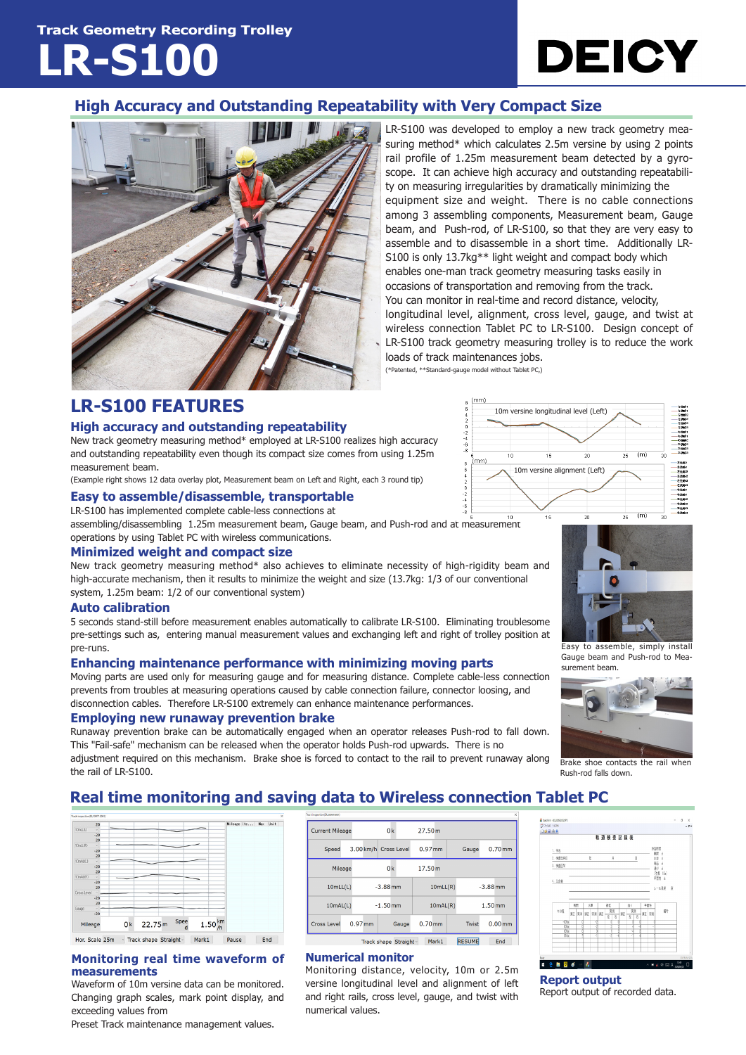## Track Geometry Recording Trolley

# LR-S100

DEICY

## High Accuracy and Outstanding Repeatability with Very Compact Size

LR-S100 was developed to employ a new track geometry measuring method* which calculates 2.5m versine by using 2 points rail profile of 1.25m measurement beam detected by a gyroscope. It can achieve high accuracy and outstanding repeatability on measuring irregularities by dramatically minimizing the equipment size and weight. There is no cable connections among 3 assembling components, Measurement beam, Gauge beam, and Push-rod, of LR-S100, so that they are very easy to assemble and to disassemble in a short time. Additionally LR-S100 is only 13.7kg** light weight and compact body which enables one-man track geometry measuring tasks easily in occasions of transportation and removing from the track. You can monitor in real-time and record distance, velocity, longitudinal level, alignment, cross level, gauge, and twist at wireless connection Tablet PC to LR-S100. Design concept of LR-S100 track geometry measuring trolley is to reduce the work loads of track maintenances jobs.

(*Patented, **Standard-gauge model without Tablet PC,)

## LR-S100 FEATURES

### High accuracy and outstanding repeatability

New track geometry measuring method* employed at LR-S100 realizes high accuracy and outstanding repeatability even though its compact size comes from using 1.25m measurement beam.

(Example right shows 12 data overlay plot, Measurement beam on Left and Right, each 3 round tip)

10m versine longitudinal level (Left)

10m versine alignment (Left)

### Easy to assemble/disassemble, transportable

LR-S100 has implemented complete cable-less connections at assembling/disassembling 1.25m measurement beam, Gauge beam, and Push-rod and at measurement operations by using Tablet PC with wireless communications.

### Minimized weight and compact size

New track geometry measuring method* also achieves to eliminate necessity of high-rigidity beam and high-accurate mechanism, then it results to minimize the weight and size (13.7kg: 1/3 of our conventional system, 1.25m beam: 1/2 of our conventional system)

### Auto calibration

5 seconds stand-still before measurement enables automatically to calibrate LR-S100. Eliminating troublesome pre-settings such as, entering manual measurement values and exchanging left and right of trolley position at pre-runs.

### Enhancing maintenance performance with minimizing moving parts

Moving parts are used only for measuring gauge and for measuring distance. Complete cable-less connection prevents from troubles at measuring operations caused by cable connection failure, connector loosing, and disconnection cables. Therefore LR-S100 extremely can enhance maintenance performances.

### Employing new runaway prevention brake

Runaway prevention brake can be automatically engaged when an operator releases Push-rod to fall down. This "Fail-safe" mechanism can be released when the operator holds Push-rod upwards. There is no adjustment required on this mechanism. Brake shoe is forced to contact to the rail to prevent runaway along the rail of LR-S100.

Easy to assemble, simply install Gauge beam and Push-rod to Measurement beam.

Brake shoe contacts the rail when Rush-rod falls down.

## Real time monitoring and saving data to Wireless connection Tablet PC

### Monitoring real time waveform of measurements

Waveform of 10m versine data can be monitored. Changing graph scales, mark point display, and exceeding values from Preset Track maintenance management values.

### Numerical monitor

Monitoring distance, velocity, 10m or 2.5m versine longitudinal level and alignment of left and right rails, cross level, gauge, and twist with numerical values.

### Report output

Report output of recorded data.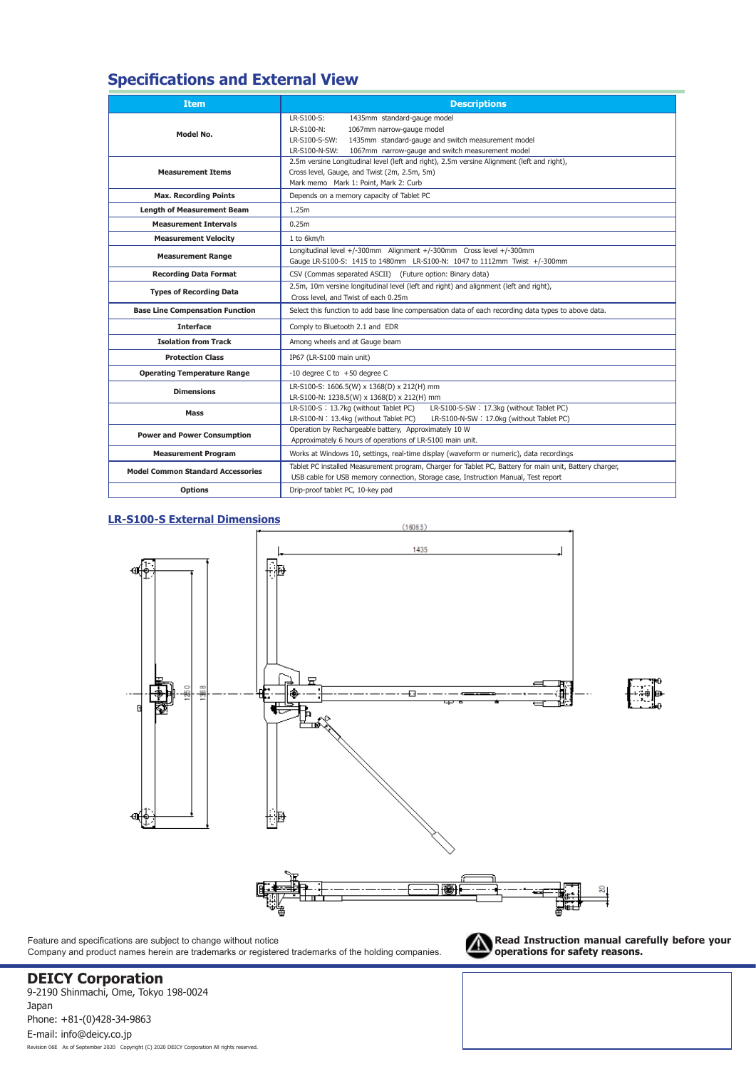## Specifications and External View

| Item | Descriptions |
|---|---|
| **Model No.** | LR-S100-S: 1435mm standard-gauge model<br>LR-S100-N: 1067mm narrow-gauge model<br>LR-S100-S-SW: 1435mm standard-gauge and switch measurement model<br>LR-S100-N-SW: 1067mm narrow-gauge and switch measurement model |
| **Measurement Items** | 2.5m versine Longitudinal level (left and right), 2.5m versine Alignment (left and right),<br>Cross level, Gauge, and Twist (2m, 2.5m, 5m)<br>Mark memo Mark 1: Point, Mark 2: Curb |
| **Max. Recording Points** | Depends on a memory capacity of Tablet PC |
| **Length of Measurement Beam** | 1.25m |
| **Measurement Intervals** | 0.25m |
| **Measurement Velocity** | 1 to 6km/h |
| **Measurement Range** | Longitudinal level +/-300mm Alignment +/-300mm Cross level +/-300mm<br>Gauge LR-S100-S: 1415 to 1480mm LR-S100-N: 1047 to 1112mm Twist +/-300mm |
| **Recording Data Format** | CSV (Commas separated ASCII) (Future option: Binary data) |
| **Types of Recording Data** | 2.5m, 10m versine longitudinal level (left and right) and alignment (left and right),<br>Cross level, and Twist of each 0.25m |
| **Base Line Compensation Function** | Select this function to add base line compensation data of each recording data types to above data. |
| **Interface** | Comply to Bluetooth 2.1 and EDR |
| **Isolation from Track** | Among wheels and at Gauge beam |
| **Protection Class** | IP67 (LR-S100 main unit) |
| **Operating Temperature Range** | -10 degree C to +50 degree C |
| **Dimensions** | LR-S100-S: 1606.5(W) x 1368(D) x 212(H) mm<br>LR-S100-N: 1238.5(W) x 1368(D) x 212(H) mm |
| **Mass** | LR-S100-S：13.7kg (without Tablet PC) LR-S100-S-SW：17.3kg (without Tablet PC)<br>LR-S100-N：13.4kg (without Tablet PC) LR-S100-N-SW：17.0kg (without Tablet PC) |
| **Power and Power Consumption** | Operation by Rechargeable battery, Approximately 10 W<br>Approximately 6 hours of operations of LR-S100 main unit. |
| **Measurement Program** | Works at Windows 10, settings, real-time display (waveform or numeric), data recordings |
| **Model Common Standard Accessories** | Tablet PC installed Measurement program, Charger for Tablet PC, Battery for main unit, Battery charger,<br>USB cable for USB memory connection, Storage case, Instruction Manual, Test report |
| **Options** | Drip-proof tablet PC, 10-key pad |

### LR-S100-S External Dimensions

(1606.5)
1435
1250
1368
20

Feature and specifications are subject to change without notice
Company and product names herein are trademarks or registered trademarks of the holding companies.

**Read Instruction manual carefully before your operations for safety reasons.**

**DEICY Corporation**
9-2190 Shinmachi, Ome, Tokyo 198-0024
Japan
Phone: +81-(0)428-34-9863
E-mail: info@deicy.co.jp

Revision 06E As of September 2020 Copyright (C) 2020 DEICY Corporation All rights reserved.